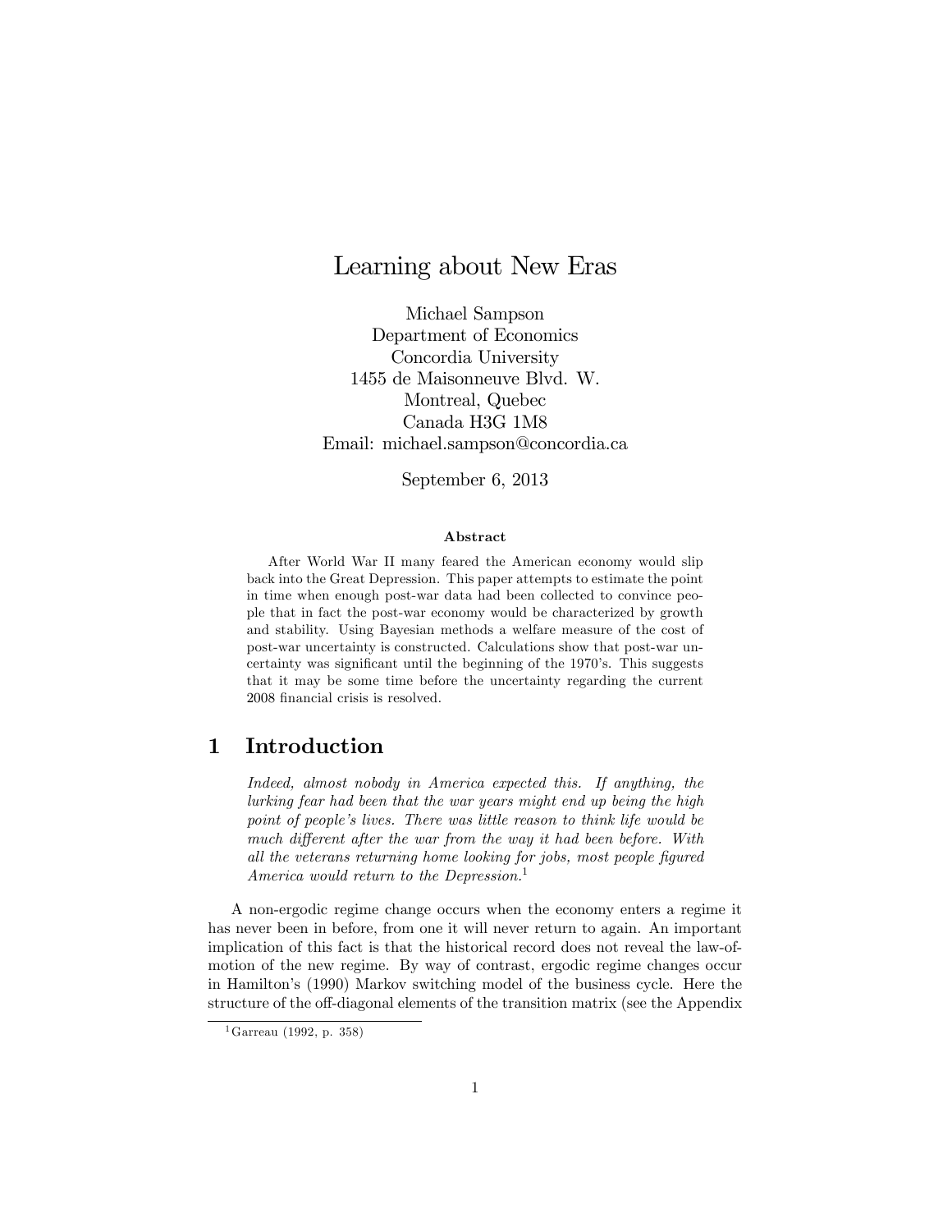# Learning about New Eras

Michael Sampson
Department of Economics
Concordia University
1455 de Maisonneuve Blvd. W.
Montreal, Quebec
Canada H3G 1M8
Email: michael.sampson@concordia.ca

September 6, 2013

### Abstract

After World War II many feared the American economy would slip back into the Great Depression. This paper attempts to estimate the point in time when enough post-war data had been collected to convince people that in fact the post-war economy would be characterized by growth and stability. Using Bayesian methods a welfare measure of the cost of post-war uncertainty is constructed. Calculations show that post-war uncertainty was significant until the beginning of the 1970's. This suggests that it may be some time before the uncertainty regarding the current 2008 financial crisis is resolved.

## 1 Introduction

> *Indeed, almost nobody in America expected this. If anything, the lurking fear had been that the war years might end up being the high point of people's lives. There was little reason to think life would be much different after the war from the way it had been before. With all the veterans returning home looking for jobs, most people figured America would return to the Depression.*[1]

A non-ergodic regime change occurs when the economy enters a regime it has never been in before, from one it will never return to again. An important implication of this fact is that the historical record does not reveal the law-of-motion of the new regime. By way of contrast, ergodic regime changes occur in Hamilton's (1990) Markov switching model of the business cycle. Here the structure of the off-diagonal elements of the transition matrix (see the Appendix

[1] Garreau (1992, p. 358)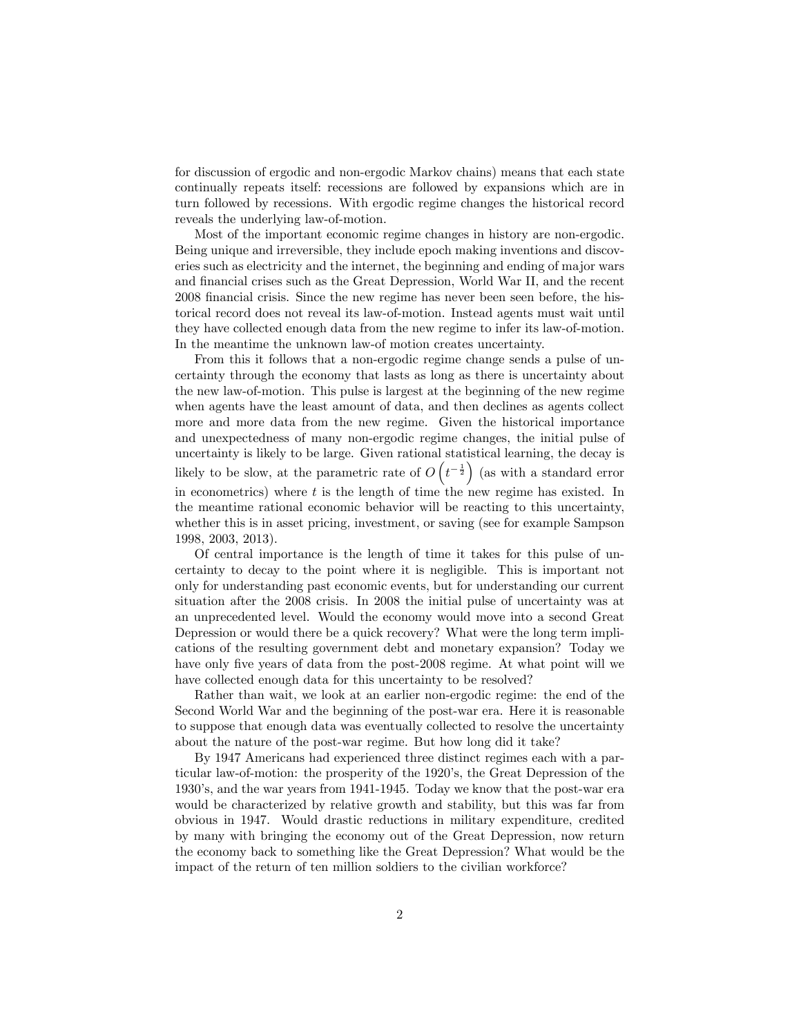for discussion of ergodic and non-ergodic Markov chains) means that each state continually repeats itself: recessions are followed by expansions which are in turn followed by recessions. With ergodic regime changes the historical record reveals the underlying law-of-motion.

Most of the important economic regime changes in history are non-ergodic. Being unique and irreversible, they include epoch making inventions and discoveries such as electricity and the internet, the beginning and ending of major wars and financial crises such as the Great Depression, World War II, and the recent 2008 financial crisis. Since the new regime has never been seen before, the historical record does not reveal its law-of-motion. Instead agents must wait until they have collected enough data from the new regime to infer its law-of-motion. In the meantime the unknown law-of motion creates uncertainty.

From this it follows that a non-ergodic regime change sends a pulse of uncertainty through the economy that lasts as long as there is uncertainty about the new law-of-motion. This pulse is largest at the beginning of the new regime when agents have the least amount of data, and then declines as agents collect more and more data from the new regime. Given the historical importance and unexpectedness of many non-ergodic regime changes, the initial pulse of uncertainty is likely to be large. Given rational statistical learning, the decay is likely to be slow, at the parametric rate of $O\left(t^{-\frac{1}{2}}\right)$ (as with a standard error in econometrics) where $t$ is the length of time the new regime has existed. In the meantime rational economic behavior will be reacting to this uncertainty, whether this is in asset pricing, investment, or saving (see for example Sampson 1998, 2003, 2013).

Of central importance is the length of time it takes for this pulse of uncertainty to decay to the point where it is negligible. This is important not only for understanding past economic events, but for understanding our current situation after the 2008 crisis. In 2008 the initial pulse of uncertainty was at an unprecedented level. Would the economy would move into a second Great Depression or would there be a quick recovery? What were the long term implications of the resulting government debt and monetary expansion? Today we have only five years of data from the post-2008 regime. At what point will we have collected enough data for this uncertainty to be resolved?

Rather than wait, we look at an earlier non-ergodic regime: the end of the Second World War and the beginning of the post-war era. Here it is reasonable to suppose that enough data was eventually collected to resolve the uncertainty about the nature of the post-war regime. But how long did it take?

By 1947 Americans had experienced three distinct regimes each with a particular law-of-motion: the prosperity of the 1920's, the Great Depression of the 1930's, and the war years from 1941-1945. Today we know that the post-war era would be characterized by relative growth and stability, but this was far from obvious in 1947. Would drastic reductions in military expenditure, credited by many with bringing the economy out of the Great Depression, now return the economy back to something like the Great Depression? What would be the impact of the return of ten million soldiers to the civilian workforce?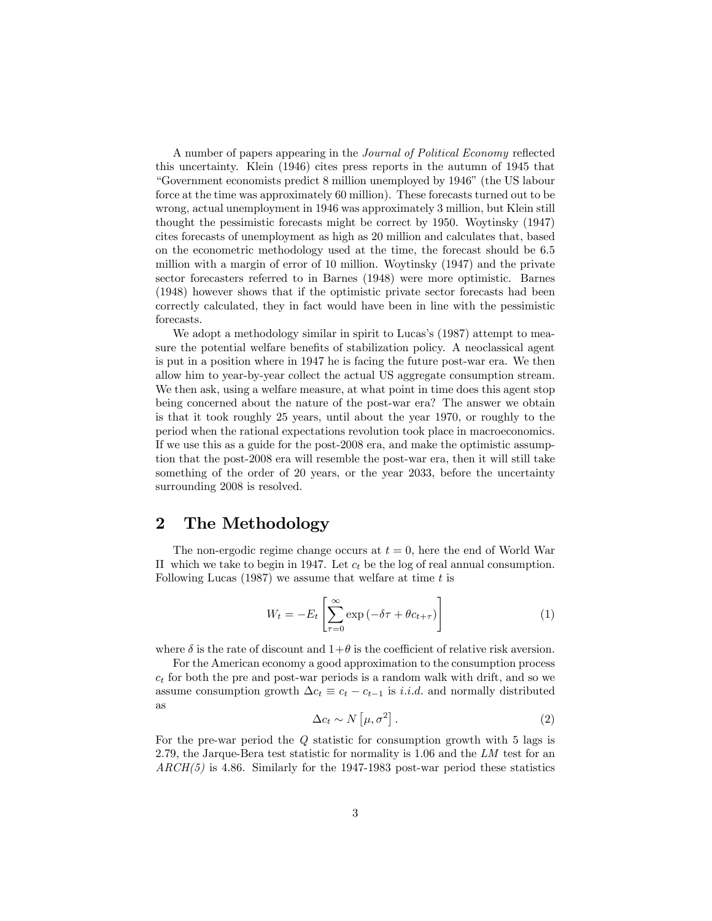A number of papers appearing in the *Journal of Political Economy* reflected this uncertainty. Klein (1946) cites press reports in the autumn of 1945 that "Government economists predict 8 million unemployed by 1946" (the US labour force at the time was approximately 60 million). These forecasts turned out to be wrong, actual unemployment in 1946 was approximately 3 million, but Klein still thought the pessimistic forecasts might be correct by 1950. Woytinsky (1947) cites forecasts of unemployment as high as 20 million and calculates that, based on the econometric methodology used at the time, the forecast should be 6.5 million with a margin of error of 10 million. Woytinsky (1947) and the private sector forecasters referred to in Barnes (1948) were more optimistic. Barnes (1948) however shows that if the optimistic private sector forecasts had been correctly calculated, they in fact would have been in line with the pessimistic forecasts.

We adopt a methodology similar in spirit to Lucas's (1987) attempt to measure the potential welfare benefits of stabilization policy. A neoclassical agent is put in a position where in 1947 he is facing the future post-war era. We then allow him to year-by-year collect the actual US aggregate consumption stream. We then ask, using a welfare measure, at what point in time does this agent stop being concerned about the nature of the post-war era? The answer we obtain is that it took roughly 25 years, until about the year 1970, or roughly to the period when the rational expectations revolution took place in macroeconomics. If we use this as a guide for the post-2008 era, and make the optimistic assumption that the post-2008 era will resemble the post-war era, then it will still take something of the order of 20 years, or the year 2033, before the uncertainty surrounding 2008 is resolved.

## 2 The Methodology

The non-ergodic regime change occurs at $t = 0$, here the end of World War II which we take to begin in 1947. Let $c_t$ be the log of real annual consumption. Following Lucas (1987) we assume that welfare at time $t$ is

$$W_t = -E_t \left[ \sum_{\tau=0}^{\infty} \exp\left(-\delta\tau + \theta c_{t+\tau}\right) \right] \tag{1}$$

where $\delta$ is the rate of discount and $1+\theta$ is the coefficient of relative risk aversion.

For the American economy a good approximation to the consumption process $c_t$ for both the pre and post-war periods is a random walk with drift, and so we assume consumption growth $\Delta c_t \equiv c_t - c_{t-1}$ is *i.i.d.* and normally distributed as

$$\Delta c_t \sim N\left[\mu, \sigma^2\right]. \tag{2}$$

For the pre-war period the $Q$ statistic for consumption growth with 5 lags is 2.79, the Jarque-Bera test statistic for normality is 1.06 and the $LM$ test for an *ARCH(5)* is 4.86. Similarly for the 1947-1983 post-war period these statistics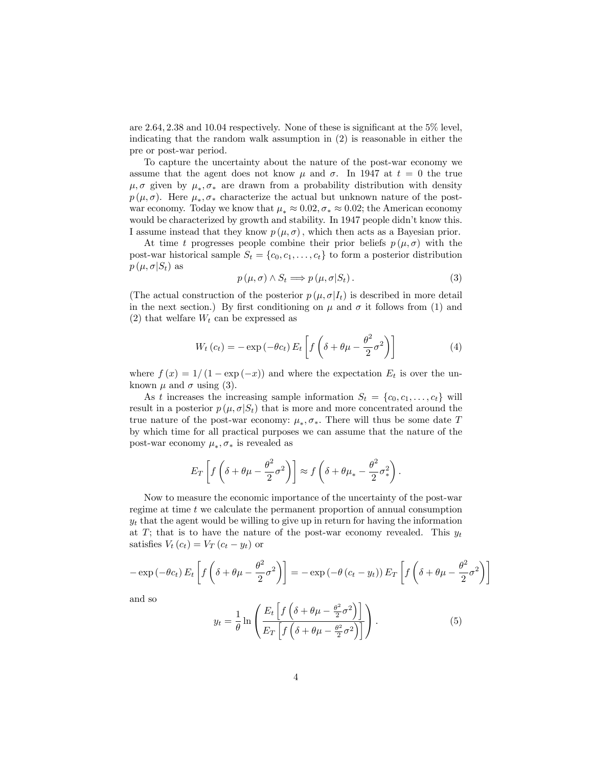are 2.64, 2.38 and 10.04 respectively. None of these is significant at the 5% level, indicating that the random walk assumption in (2) is reasonable in either the pre or post-war period.

To capture the uncertainty about the nature of the post-war economy we assume that the agent does not know $\mu$ and $\sigma$. In 1947 at $t = 0$ the true $\mu, \sigma$ given by $\mu_*, \sigma_*$ are drawn from a probability distribution with density $p(\mu, \sigma)$. Here $\mu_*, \sigma_*$ characterize the actual but unknown nature of the post-war economy. Today we know that $\mu_* \approx 0.02, \sigma_* \approx 0.02$; the American economy would be characterized by growth and stability. In 1947 people didn't know this. I assume instead that they know $p(\mu, \sigma)$, which then acts as a Bayesian prior.

At time $t$ progresses people combine their prior beliefs $p(\mu, \sigma)$ with the post-war historical sample $S_t = \{c_0, c_1, \ldots, c_t\}$ to form a posterior distribution $p(\mu, \sigma | S_t)$ as

$$p(\mu, \sigma) \wedge S_t \Longrightarrow p(\mu, \sigma | S_t). \tag{3}$$

(The actual construction of the posterior $p(\mu, \sigma | I_t)$ is described in more detail in the next section.) By first conditioning on $\mu$ and $\sigma$ it follows from (1) and (2) that welfare $W_t$ can be expressed as

$$W_t(c_t) = -\exp(-\theta c_t) E_t \left[ f\left( \delta + \theta\mu - \frac{\theta^2}{2}\sigma^2 \right) \right] \tag{4}$$

where $f(x) = 1/(1 - \exp(-x))$ and where the expectation $E_t$ is over the unknown $\mu$ and $\sigma$ using (3).

As $t$ increases the increasing sample information $S_t = \{c_0, c_1, \ldots, c_t\}$ will result in a posterior $p(\mu, \sigma | S_t)$ that is more and more concentrated around the true nature of the post-war economy: $\mu_*, \sigma_*$. There will thus be some date $T$ by which time for all practical purposes we can assume that the nature of the post-war economy $\mu_*, \sigma_*$ is revealed as

$$E_T \left[ f\left( \delta + \theta\mu - \frac{\theta^2}{2}\sigma^2 \right) \right] \approx f\left( \delta + \theta\mu_* - \frac{\theta^2}{2}\sigma_*^2 \right).$$

Now to measure the economic importance of the uncertainty of the post-war regime at time $t$ we calculate the permanent proportion of annual consumption $y_t$ that the agent would be willing to give up in return for having the information at $T$; that is to have the nature of the post-war economy revealed. This $y_t$ satisfies $V_t(c_t) = V_T(c_t - y_t)$ or

$$-\exp(-\theta c_t) E_t \left[ f\left( \delta + \theta\mu - \frac{\theta^2}{2}\sigma^2 \right) \right] = -\exp(-\theta(c_t - y_t)) E_T \left[ f\left( \delta + \theta\mu - \frac{\theta^2}{2}\sigma^2 \right) \right]$$

and so

$$y_t = \frac{1}{\theta} \ln \left( \frac{E_t \left[ f\left( \delta + \theta\mu - \frac{\theta^2}{2}\sigma^2 \right) \right]}{E_T \left[ f\left( \delta + \theta\mu - \frac{\theta^2}{2}\sigma^2 \right) \right]} \right). \tag{5}$$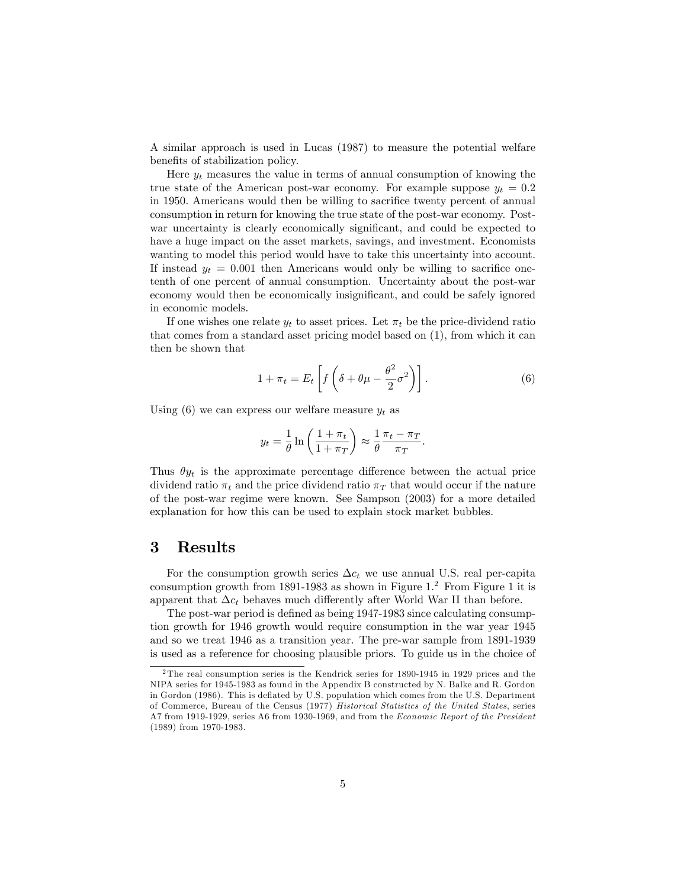A similar approach is used in Lucas (1987) to measure the potential welfare benefits of stabilization policy.

Here $y_t$ measures the value in terms of annual consumption of knowing the true state of the American post-war economy. For example suppose $y_t = 0.2$ in 1950. Americans would then be willing to sacrifice twenty percent of annual consumption in return for knowing the true state of the post-war economy. Post-war uncertainty is clearly economically significant, and could be expected to have a huge impact on the asset markets, savings, and investment. Economists wanting to model this period would have to take this uncertainty into account. If instead $y_t = 0.001$ then Americans would only be willing to sacrifice one-tenth of one percent of annual consumption. Uncertainty about the post-war economy would then be economically insignificant, and could be safely ignored in economic models.

If one wishes one relate $y_t$ to asset prices. Let $\pi_t$ be the price-dividend ratio that comes from a standard asset pricing model based on (1), from which it can then be shown that

$$1 + \pi_t = E_t \left[ f \left( \delta + \theta\mu - \frac{\theta^2}{2}\sigma^2 \right) \right]. \tag{6}$$

Using (6) we can express our welfare measure $y_t$ as

$$y_t = \frac{1}{\theta} \ln \left( \frac{1 + \pi_t}{1 + \pi_T} \right) \approx \frac{1}{\theta} \frac{\pi_t - \pi_T}{\pi_T}.$$

Thus $\theta y_t$ is the approximate percentage difference between the actual price dividend ratio $\pi_t$ and the price dividend ratio $\pi_T$ that would occur if the nature of the post-war regime were known. See Sampson (2003) for a more detailed explanation for how this can be used to explain stock market bubbles.

# 3 Results

For the consumption growth series $\Delta c_t$ we use annual U.S. real per-capita consumption growth from 1891-1983 as shown in Figure 1.[2] From Figure 1 it is apparent that $\Delta c_t$ behaves much differently after World War II than before.

The post-war period is defined as being 1947-1983 since calculating consumption growth for 1946 growth would require consumption in the war year 1945 and so we treat 1946 as a transition year. The pre-war sample from 1891-1939 is used as a reference for choosing plausible priors. To guide us in the choice of

[2] The real consumption series is the Kendrick series for 1890-1945 in 1929 prices and the NIPA series for 1945-1983 as found in the Appendix B constructed by N. Balke and R. Gordon in Gordon (1986). This is deflated by U.S. population which comes from the U.S. Department of Commerce, Bureau of the Census (1977) *Historical Statistics of the United States*, series A7 from 1919-1929, series A6 from 1930-1969, and from the *Economic Report of the President* (1989) from 1970-1983.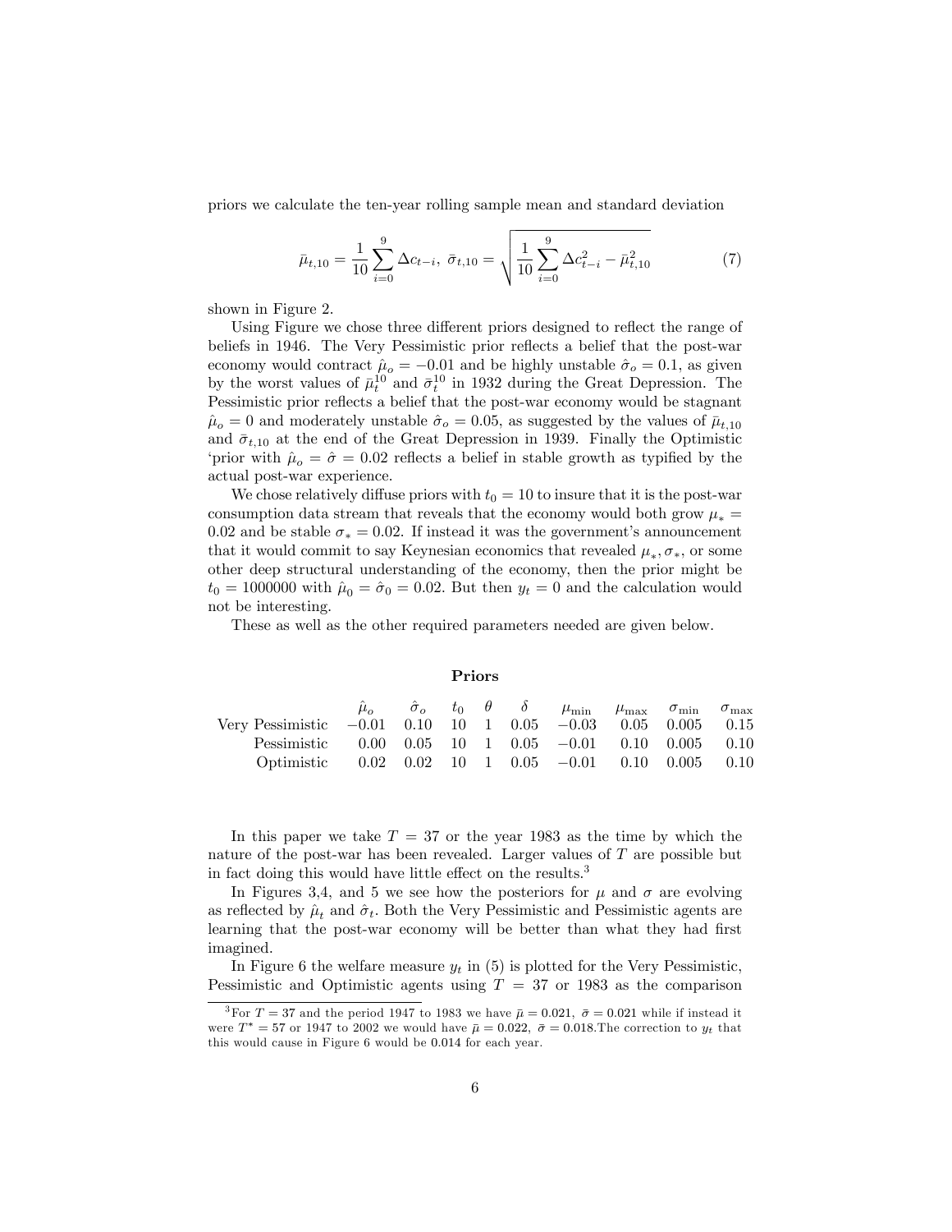priors we calculate the ten-year rolling sample mean and standard deviation

$$\bar{\mu}_{t,10} = \frac{1}{10}\sum_{i=0}^{9} \Delta c_{t-i},\ \bar{\sigma}_{t,10} = \sqrt{\frac{1}{10}\sum_{i=0}^{9} \Delta c_{t-i}^2 - \bar{\mu}_{t,10}^2} \tag{7}$$

shown in Figure 2.

Using Figure we chose three different priors designed to reflect the range of beliefs in 1946. The Very Pessimistic prior reflects a belief that the post-war economy would contract $\hat{\mu}_o = -0.01$ and be highly unstable $\hat{\sigma}_o = 0.1$, as given by the worst values of $\bar{\mu}_t^{10}$ and $\bar{\sigma}_t^{10}$ in 1932 during the Great Depression. The Pessimistic prior reflects a belief that the post-war economy would be stagnant $\hat{\mu}_o = 0$ and moderately unstable $\hat{\sigma}_o = 0.05$, as suggested by the values of $\bar{\mu}_{t,10}$ and $\bar{\sigma}_{t,10}$ at the end of the Great Depression in 1939. Finally the Optimistic 'prior with $\hat{\mu}_o = \hat{\sigma} = 0.02$ reflects a belief in stable growth as typified by the actual post-war experience.

We chose relatively diffuse priors with $t_0 = 10$ to insure that it is the post-war consumption data stream that reveals that the economy would both grow $\mu_* = 0.02$ and be stable $\sigma_* = 0.02$. If instead it was the government's announcement that it would commit to say Keynesian economics that revealed $\mu_*, \sigma_*$, or some other deep structural understanding of the economy, then the prior might be $t_0 = 1000000$ with $\hat{\mu}_0 = \hat{\sigma}_0 = 0.02$. But then $y_t = 0$ and the calculation would not be interesting.

These as well as the other required parameters needed are given below.

**Priors**

| | $\hat{\mu}_o$ | $\hat{\sigma}_o$ | $t_0$ | $\theta$ | $\delta$ | $\mu_{\min}$ | $\mu_{\max}$ | $\sigma_{\min}$ | $\sigma_{\max}$ |
|---|---|---|---|---|---|---|---|---|---|
| Very Pessimistic | $-0.01$ | 0.10 | 10 | 1 | 0.05 | $-0.03$ | 0.05 | 0.005 | 0.15 |
| Pessimistic | 0.00 | 0.05 | 10 | 1 | 0.05 | $-0.01$ | 0.10 | 0.005 | 0.10 |
| Optimistic | 0.02 | 0.02 | 10 | 1 | 0.05 | $-0.01$ | 0.10 | 0.005 | 0.10 |

In this paper we take $T = 37$ or the year 1983 as the time by which the nature of the post-war has been revealed. Larger values of $T$ are possible but in fact doing this would have little effect on the results.[3]

In Figures 3,4, and 5 we see how the posteriors for $\mu$ and $\sigma$ are evolving as reflected by $\hat{\mu}_t$ and $\hat{\sigma}_t$. Both the Very Pessimistic and Pessimistic agents are learning that the post-war economy will be better than what they had first imagined.

In Figure 6 the welfare measure $y_t$ in (5) is plotted for the Very Pessimistic, Pessimistic and Optimistic agents using $T = 37$ or 1983 as the comparison

[3] For $T = 37$ and the period 1947 to 1983 we have $\bar{\mu} = 0.021$, $\bar{\sigma} = 0.021$ while if instead it were $T^* = 57$ or 1947 to 2002 we would have $\bar{\mu} = 0.022$, $\bar{\sigma} = 0.018$.The correction to $y_t$ that this would cause in Figure 6 would be 0.014 for each year.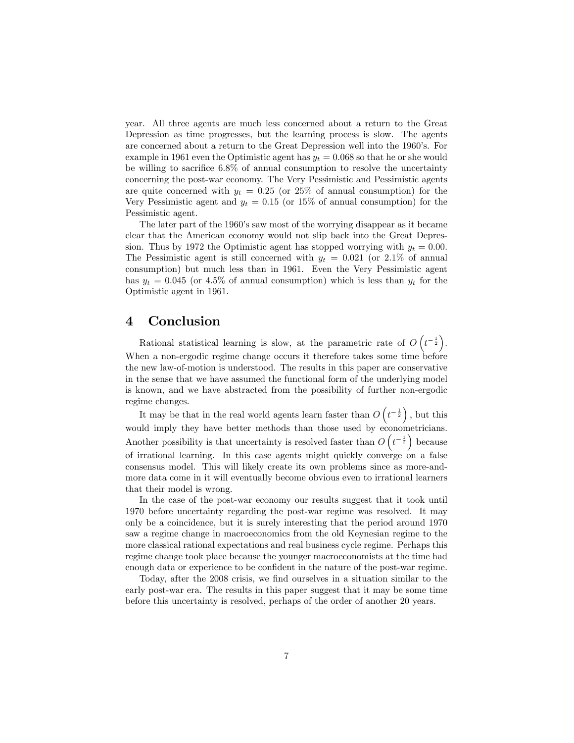year. All three agents are much less concerned about a return to the Great Depression as time progresses, but the learning process is slow. The agents are concerned about a return to the Great Depression well into the 1960's. For example in 1961 even the Optimistic agent has $y_t = 0.068$ so that he or she would be willing to sacrifice 6.8% of annual consumption to resolve the uncertainty concerning the post-war economy. The Very Pessimistic and Pessimistic agents are quite concerned with $y_t = 0.25$ (or 25% of annual consumption) for the Very Pessimistic agent and $y_t = 0.15$ (or 15% of annual consumption) for the Pessimistic agent.

The later part of the 1960's saw most of the worrying disappear as it became clear that the American economy would not slip back into the Great Depression. Thus by 1972 the Optimistic agent has stopped worrying with $y_t = 0.00$. The Pessimistic agent is still concerned with $y_t = 0.021$ (or 2.1% of annual consumption) but much less than in 1961. Even the Very Pessimistic agent has $y_t = 0.045$ (or 4.5% of annual consumption) which is less than $y_t$ for the Optimistic agent in 1961.

# 4 Conclusion

Rational statistical learning is slow, at the parametric rate of $O\left(t^{-\frac{1}{2}}\right)$. When a non-ergodic regime change occurs it therefore takes some time before the new law-of-motion is understood. The results in this paper are conservative in the sense that we have assumed the functional form of the underlying model is known, and we have abstracted from the possibility of further non-ergodic regime changes.

It may be that in the real world agents learn faster than $O\left(t^{-\frac{1}{2}}\right)$, but this would imply they have better methods than those used by econometricians. Another possibility is that uncertainty is resolved faster than $O\left(t^{-\frac{1}{2}}\right)$ because of irrational learning. In this case agents might quickly converge on a false consensus model. This will likely create its own problems since as more-and-more data come in it will eventually become obvious even to irrational learners that their model is wrong.

In the case of the post-war economy our results suggest that it took until 1970 before uncertainty regarding the post-war regime was resolved. It may only be a coincidence, but it is surely interesting that the period around 1970 saw a regime change in macroeconomics from the old Keynesian regime to the more classical rational expectations and real business cycle regime. Perhaps this regime change took place because the younger macroeconomists at the time had enough data or experience to be confident in the nature of the post-war regime.

Today, after the 2008 crisis, we find ourselves in a situation similar to the early post-war era. The results in this paper suggest that it may be some time before this uncertainty is resolved, perhaps of the order of another 20 years.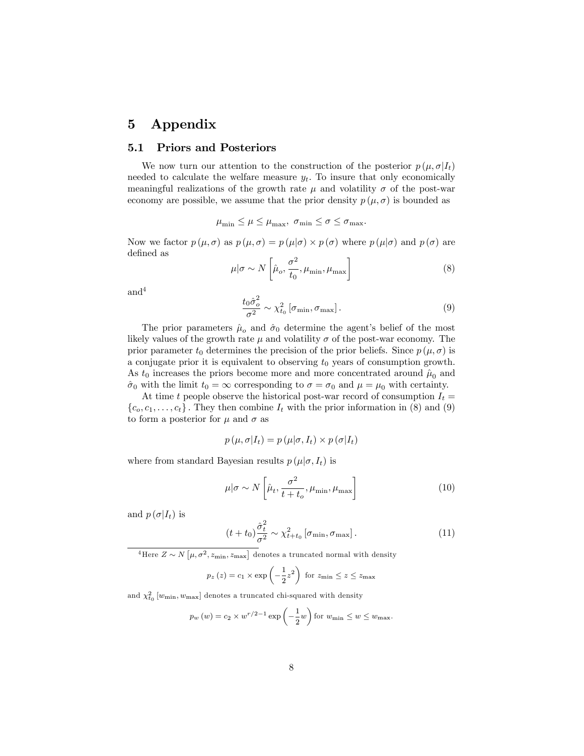## 5 Appendix

### 5.1 Priors and Posteriors

We now turn our attention to the construction of the posterior $p(\mu, \sigma | I_t)$ needed to calculate the welfare measure $y_t$. To insure that only economically meaningful realizations of the growth rate $\mu$ and volatility $\sigma$ of the post-war economy are possible, we assume that the prior density $p(\mu, \sigma)$ is bounded as

$$\mu_{\min} \leq \mu \leq \mu_{\max}, \ \ \sigma_{\min} \leq \sigma \leq \sigma_{\max}.$$

Now we factor $p(\mu, \sigma)$ as $p(\mu, \sigma) = p(\mu|\sigma) \times p(\sigma)$ where $p(\mu|\sigma)$ and $p(\sigma)$ are defined as

$$\mu|\sigma \sim N\left[\hat{\mu}_o, \frac{\sigma^2}{t_0}, \mu_{\min}, \mu_{\max}\right] \tag{8}$$

and[4]

$$\frac{t_0 \hat{\sigma}_o^2}{\sigma^2} \sim \chi^2_{t_0}\left[\sigma_{\min}, \sigma_{\max}\right]. \tag{9}$$

The prior parameters $\hat{\mu}_o$ and $\hat{\sigma}_0$ determine the agent's belief of the most likely values of the growth rate $\mu$ and volatility $\sigma$ of the post-war economy. The prior parameter $t_0$ determines the precision of the prior beliefs. Since $p(\mu, \sigma)$ is a conjugate prior it is equivalent to observing $t_0$ years of consumption growth. As $t_0$ increases the priors become more and more concentrated around $\hat{\mu}_0$ and $\hat{\sigma}_0$ with the limit $t_0 = \infty$ corresponding to $\sigma = \sigma_0$ and $\mu = \mu_0$ with certainty.

At time $t$ people observe the historical post-war record of consumption $I_t = \{c_o, c_1, \ldots, c_t\}$. They then combine $I_t$ with the prior information in (8) and (9) to form a posterior for $\mu$ and $\sigma$ as

$$p(\mu, \sigma | I_t) = p(\mu | \sigma, I_t) \times p(\sigma | I_t)$$

where from standard Bayesian results $p(\mu | \sigma, I_t)$ is

$$\mu|\sigma \sim N\left[\hat{\mu}_t, \frac{\sigma^2}{t + t_o}, \mu_{\min}, \mu_{\max}\right] \tag{10}$$

and $p(\sigma | I_t)$ is

$$(t + t_0)\frac{\hat{\sigma}_t^2}{\sigma^2} \sim \chi^2_{t+t_0}\left[\sigma_{\min}, \sigma_{\max}\right]. \tag{11}$$

[4] Here $Z \sim N\left[\mu, \sigma^2, z_{\min}, z_{\max}\right]$ denotes a truncated normal with density

$$p_z(z) = c_1 \times \exp\left(-\frac{1}{2}z^2\right) \text{ for } z_{\min} \leq z \leq z_{\max}$$

and $\chi^2_{t_0}\left[w_{\min}, w_{\max}\right]$ denotes a truncated chi-squared with density

$$p_w(w) = c_2 \times w^{r/2-1} \exp\left(-\frac{1}{2}w\right) \text{ for } w_{\min} \leq w \leq w_{\max}.$$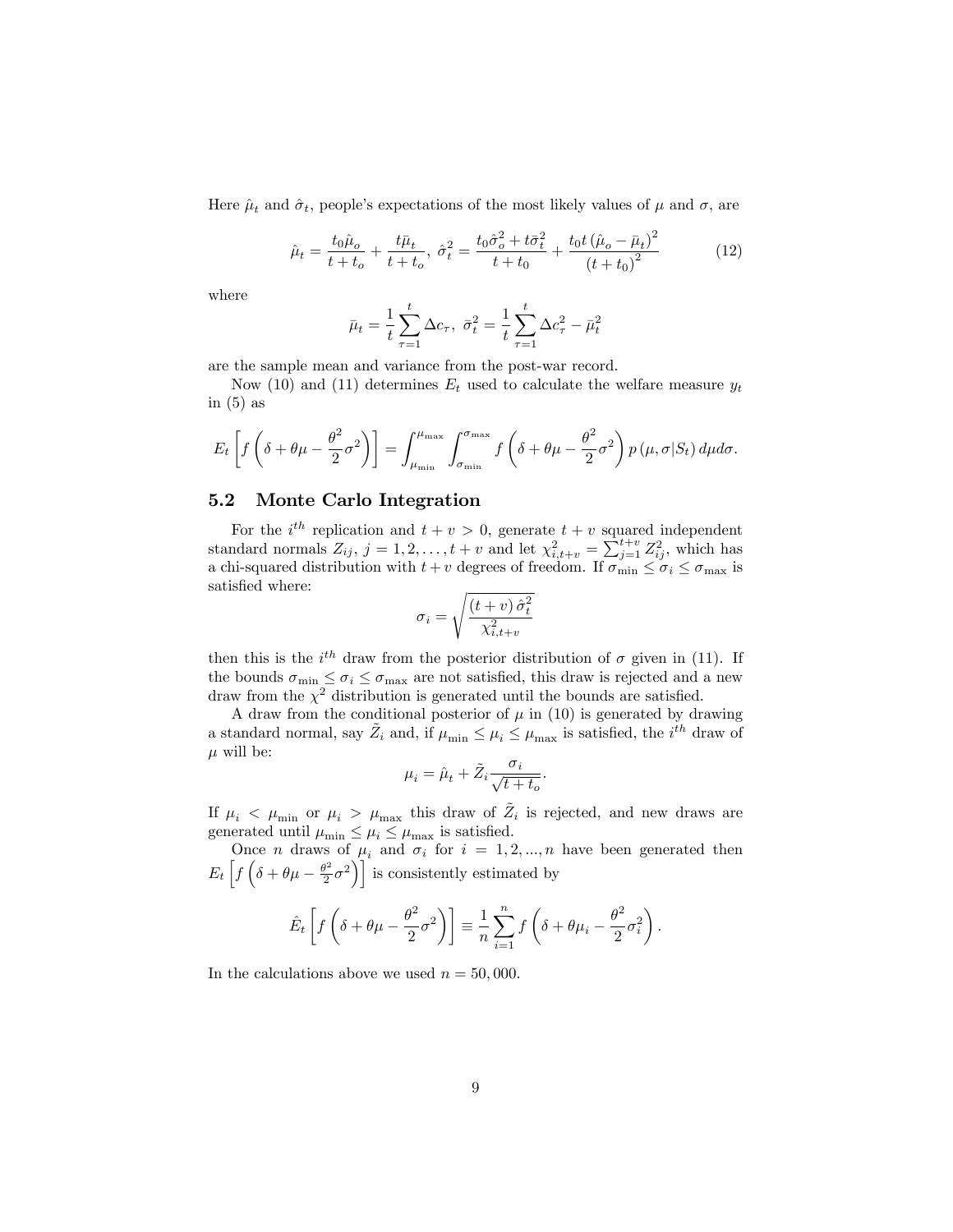Here $\hat{\mu}_t$ and $\hat{\sigma}_t$, people's expectations of the most likely values of $\mu$ and $\sigma$, are

$$\hat{\mu}_t = \frac{t_0 \hat{\mu}_o}{t + t_o} + \frac{t \bar{\mu}_t}{t + t_o},\ \hat{\sigma}_t^2 = \frac{t_0 \hat{\sigma}_o^2 + t \bar{\sigma}_t^2}{t + t_0} + \frac{t_0 t \left(\hat{\mu}_o - \bar{\mu}_t\right)^2}{\left(t + t_0\right)^2} \tag{12}$$

where

$$\bar{\mu}_t = \frac{1}{t} \sum_{\tau=1}^{t} \Delta c_\tau,\ \bar{\sigma}_t^2 = \frac{1}{t} \sum_{\tau=1}^{t} \Delta c_\tau^2 - \bar{\mu}_t^2$$

are the sample mean and variance from the post-war record.

Now (10) and (11) determines $E_t$ used to calculate the welfare measure $y_t$ in (5) as

$$E_t \left[ f \left( \delta + \theta \mu - \frac{\theta^2}{2} \sigma^2 \right) \right] = \int_{\mu_{\min}}^{\mu_{\max}} \int_{\sigma_{\min}}^{\sigma_{\max}} f \left( \delta + \theta \mu - \frac{\theta^2}{2} \sigma^2 \right) p\left(\mu, \sigma | S_t\right) d\mu d\sigma.$$

## 5.2 Monte Carlo Integration

For the $i^{th}$ replication and $t + v > 0$, generate $t + v$ squared independent standard normals $Z_{ij}$, $j = 1, 2, \ldots, t + v$ and let $\chi^2_{i,t+v} = \sum_{j=1}^{t+v} Z_{ij}^2$, which has a chi-squared distribution with $t + v$ degrees of freedom. If $\sigma_{\min} \leq \sigma_i \leq \sigma_{\max}$ is satisfied where:

$$\sigma_i = \sqrt{\frac{(t + v)\, \hat{\sigma}_t^2}{\chi^2_{i,t+v}}}$$

then this is the $i^{th}$ draw from the posterior distribution of $\sigma$ given in (11). If the bounds $\sigma_{\min} \leq \sigma_i \leq \sigma_{\max}$ are not satisfied, this draw is rejected and a new draw from the $\chi^2$ distribution is generated until the bounds are satisfied.

A draw from the conditional posterior of $\mu$ in (10) is generated by drawing a standard normal, say $\tilde{Z}_i$ and, if $\mu_{\min} \leq \mu_i \leq \mu_{\max}$ is satisfied, the $i^{th}$ draw of $\mu$ will be:

$$\mu_i = \hat{\mu}_t + \tilde{Z}_i \frac{\sigma_i}{\sqrt{t + t_o}}.$$

If $\mu_i < \mu_{\min}$ or $\mu_i > \mu_{\max}$ this draw of $\tilde{Z}_i$ is rejected, and new draws are generated until $\mu_{\min} \leq \mu_i \leq \mu_{\max}$ is satisfied.

Once $n$ draws of $\mu_i$ and $\sigma_i$ for $i = 1, 2, \ldots, n$ have been generated then $E_t \left[ f \left( \delta + \theta \mu - \frac{\theta^2}{2} \sigma^2 \right) \right]$ is consistently estimated by

$$\hat{E}_t \left[ f \left( \delta + \theta \mu - \frac{\theta^2}{2} \sigma^2 \right) \right] \equiv \frac{1}{n} \sum_{i=1}^{n} f \left( \delta + \theta \mu_i - \frac{\theta^2}{2} \sigma_i^2 \right).$$

In the calculations above we used $n = 50,000$.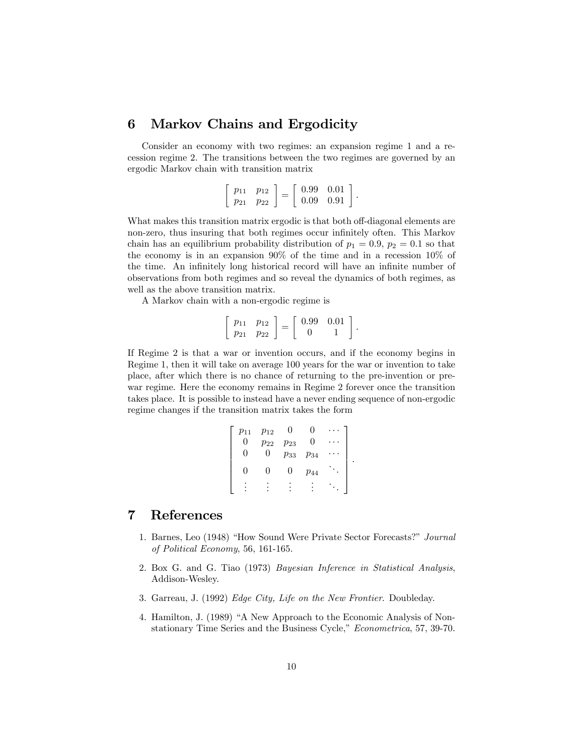## 6 Markov Chains and Ergodicity

Consider an economy with two regimes: an expansion regime 1 and a recession regime 2. The transitions between the two regimes are governed by an ergodic Markov chain with transition matrix

$$\begin{bmatrix} p_{11} & p_{12} \\ p_{21} & p_{22} \end{bmatrix} = \begin{bmatrix} 0.99 & 0.01 \\ 0.09 & 0.91 \end{bmatrix}.$$

What makes this transition matrix ergodic is that both off-diagonal elements are non-zero, thus insuring that both regimes occur infinitely often. This Markov chain has an equilibrium probability distribution of $p_1 = 0.9$, $p_2 = 0.1$ so that the economy is in an expansion 90% of the time and in a recession 10% of the time. An infinitely long historical record will have an infinite number of observations from both regimes and so reveal the dynamics of both regimes, as well as the above transition matrix.

A Markov chain with a non-ergodic regime is

$$\begin{bmatrix} p_{11} & p_{12} \\ p_{21} & p_{22} \end{bmatrix} = \begin{bmatrix} 0.99 & 0.01 \\ 0 & 1 \end{bmatrix}.$$

If Regime 2 is that a war or invention occurs, and if the economy begins in Regime 1, then it will take on average 100 years for the war or invention to take place, after which there is no chance of returning to the pre-invention or pre-war regime. Here the economy remains in Regime 2 forever once the transition takes place. It is possible to instead have a never ending sequence of non-ergodic regime changes if the transition matrix takes the form

$$\begin{bmatrix} p_{11} & p_{12} & 0 & 0 & \cdots \\ 0 & p_{22} & p_{23} & 0 & \cdots \\ 0 & 0 & p_{33} & p_{34} & \cdots \\ 0 & 0 & 0 & p_{44} & \ddots \\ \vdots & \vdots & \vdots & \vdots & \ddots \end{bmatrix}.$$

## 7 References

1. Barnes, Leo (1948) "How Sound Were Private Sector Forecasts?" *Journal of Political Economy*, 56, 161-165.
2. Box G. and G. Tiao (1973) *Bayesian Inference in Statistical Analysis*, Addison-Wesley.
3. Garreau, J. (1992) *Edge City, Life on the New Frontier*. Doubleday.
4. Hamilton, J. (1989) "A New Approach to the Economic Analysis of Nonstationary Time Series and the Business Cycle," *Econometrica*, 57, 39-70.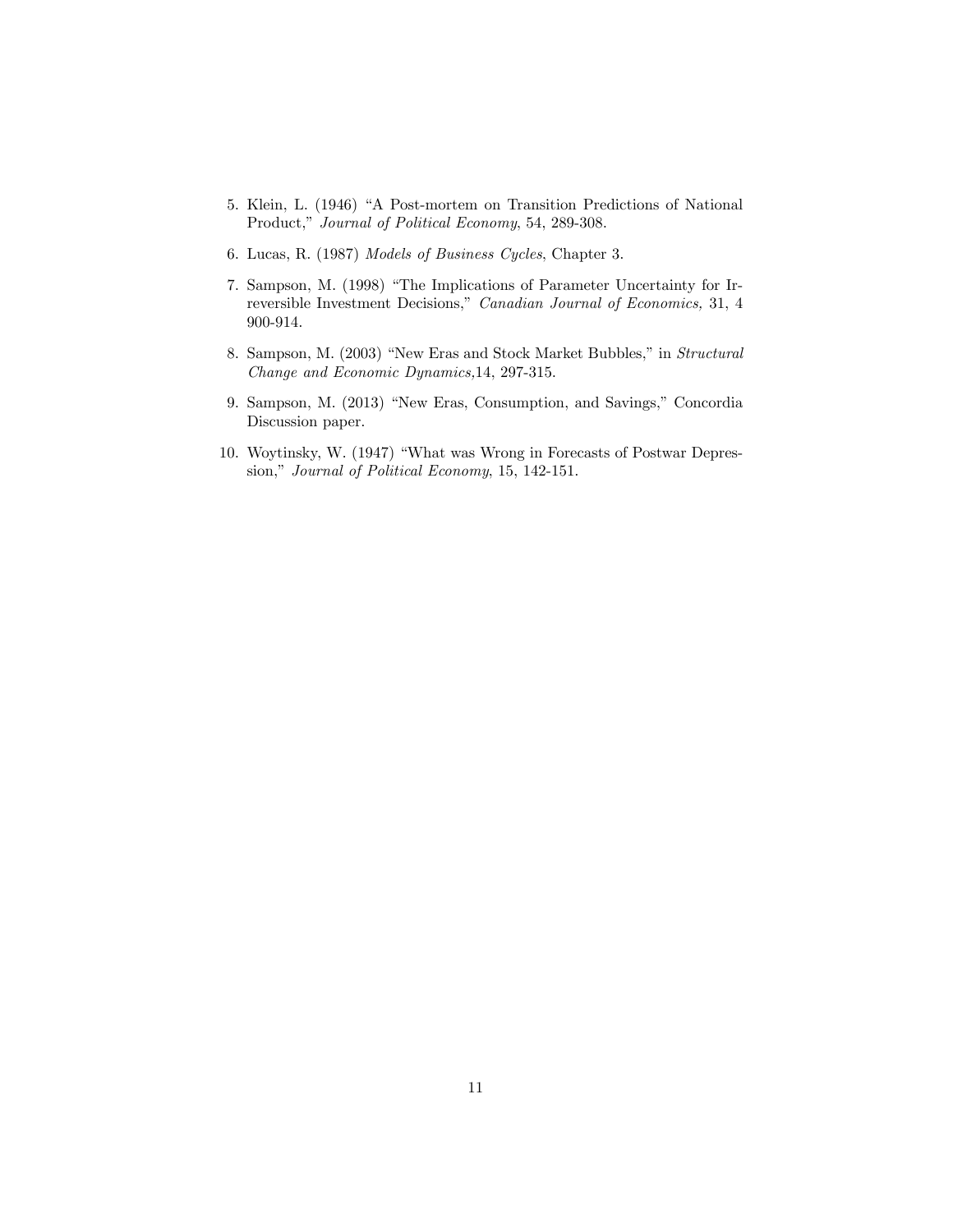5. Klein, L. (1946) "A Post-mortem on Transition Predictions of National Product," *Journal of Political Economy*, 54, 289-308.

6. Lucas, R. (1987) *Models of Business Cycles*, Chapter 3.

7. Sampson, M. (1998) "The Implications of Parameter Uncertainty for Irreversible Investment Decisions," *Canadian Journal of Economics,* 31, 4 900-914.

8. Sampson, M. (2003) "New Eras and Stock Market Bubbles," in *Structural Change and Economic Dynamics*,14, 297-315.

9. Sampson, M. (2013) "New Eras, Consumption, and Savings," Concordia Discussion paper.

10. Woytinsky, W. (1947) "What was Wrong in Forecasts of Postwar Depression," *Journal of Political Economy*, 15, 142-151.